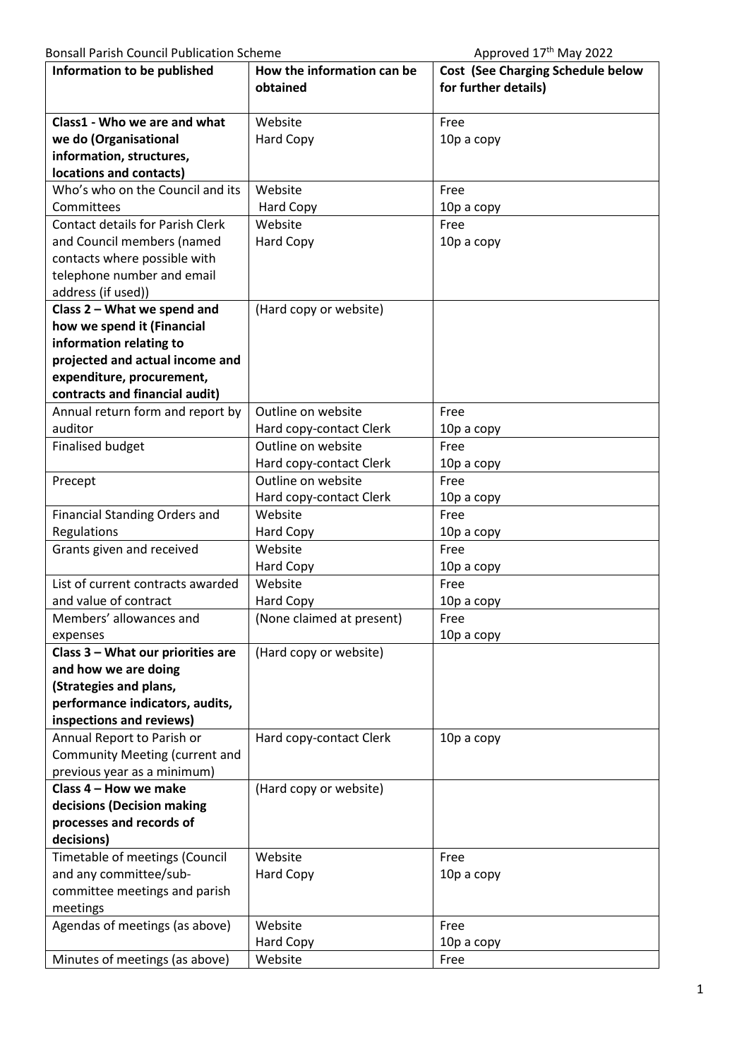Bonsall Parish Council Publication Scheme — Approved 17th May 2022

| Information to be published | How the information can be obtained | Cost (See Charging Schedule below for further details) |
|---|---|---|
| **Class1 - Who we are and what we do (Organisational information, structures, locations and contacts)** | Website<br>Hard Copy | Free<br>10p a copy |
| Who's who on the Council and its Committees | Website<br>Hard Copy | Free<br>10p a copy |
| Contact details for Parish Clerk and Council members (named contacts where possible with telephone number and email address (if used)) | Website<br>Hard Copy | Free<br>10p a copy |
| **Class 2 – What we spend and how we spend it (Financial information relating to projected and actual income and expenditure, procurement, contracts and financial audit)** | (Hard copy or website) | |
| Annual return form and report by auditor | Outline on website<br>Hard copy-contact Clerk | Free<br>10p a copy |
| Finalised budget | Outline on website<br>Hard copy-contact Clerk | Free<br>10p a copy |
| Precept | Outline on website<br>Hard copy-contact Clerk | Free<br>10p a copy |
| Financial Standing Orders and Regulations | Website<br>Hard Copy | Free<br>10p a copy |
| Grants given and received | Website<br>Hard Copy | Free<br>10p a copy |
| List of current contracts awarded and value of contract | Website<br>Hard Copy | Free<br>10p a copy |
| Members' allowances and expenses | (None claimed at present) | Free<br>10p a copy |
| **Class 3 – What our priorities are and how we are doing (Strategies and plans, performance indicators, audits, inspections and reviews)** | (Hard copy or website) | |
| Annual Report to Parish or Community Meeting (current and previous year as a minimum) | Hard copy-contact Clerk | 10p a copy |
| **Class 4 – How we make decisions (Decision making processes and records of decisions)** | (Hard copy or website) | |
| Timetable of meetings (Council and any committee/sub-committee meetings and parish meetings | Website<br>Hard Copy | Free<br>10p a copy |
| Agendas of meetings (as above) | Website<br>Hard Copy | Free<br>10p a copy |
| Minutes of meetings (as above) | Website | Free |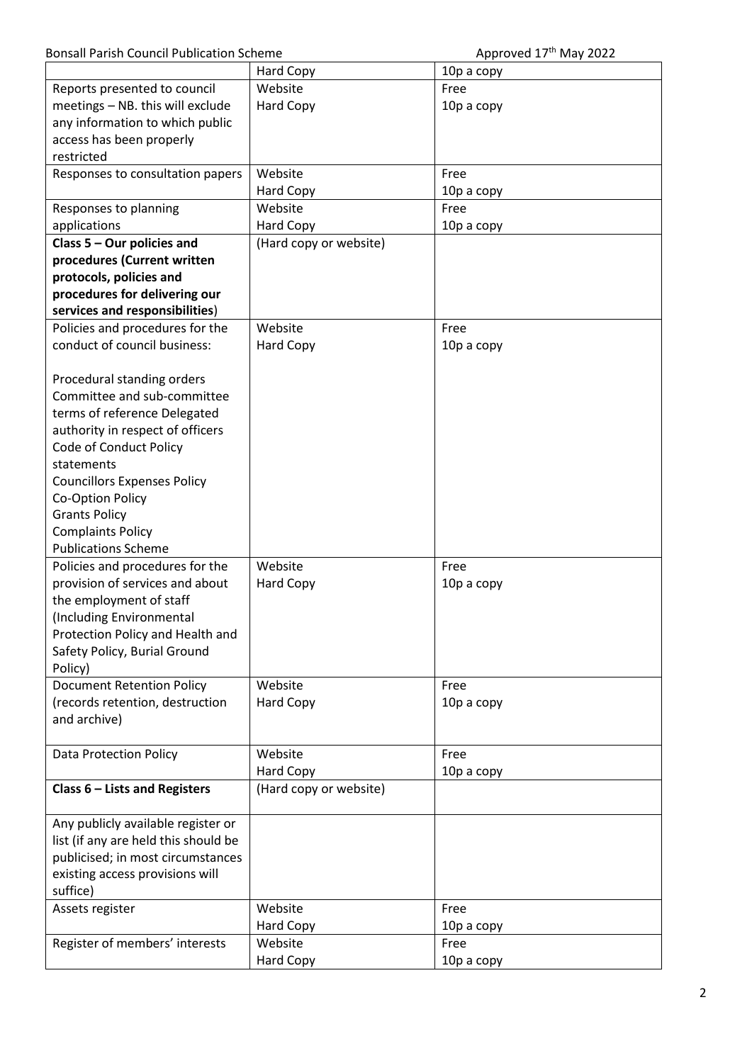| | | |
|---|---|---|
| | Hard Copy | 10p a copy |
| Reports presented to council meetings – NB. this will exclude any information to which public access has been properly restricted | Website<br>Hard Copy | Free<br>10p a copy |
| Responses to consultation papers | Website<br>Hard Copy | Free<br>10p a copy |
| Responses to planning applications | Website<br>Hard Copy | Free<br>10p a copy |
| **Class 5 – Our policies and procedures (Current written protocols, policies and procedures for delivering our services and responsibilities**) | (Hard copy or website) | |
| Policies and procedures for the conduct of council business:<br><br>Procedural standing orders<br>Committee and sub-committee terms of reference Delegated authority in respect of officers<br>Code of Conduct Policy statements<br>Councillors Expenses Policy<br>Co-Option Policy<br>Grants Policy<br>Complaints Policy<br>Publications Scheme | Website<br>Hard Copy | Free<br>10p a copy |
| Policies and procedures for the provision of services and about the employment of staff (Including Environmental Protection Policy and Health and Safety Policy, Burial Ground Policy) | Website<br>Hard Copy | Free<br>10p a copy |
| Document Retention Policy (records retention, destruction and archive) | Website<br>Hard Copy | Free<br>10p a copy |
| Data Protection Policy | Website<br>Hard Copy | Free<br>10p a copy |
| **Class 6 – Lists and Registers** | (Hard copy or website) | |
| Any publicly available register or list (if any are held this should be publicised; in most circumstances existing access provisions will suffice) | | |
| Assets register | Website<br>Hard Copy | Free<br>10p a copy |
| Register of members' interests | Website<br>Hard Copy | Free<br>10p a copy |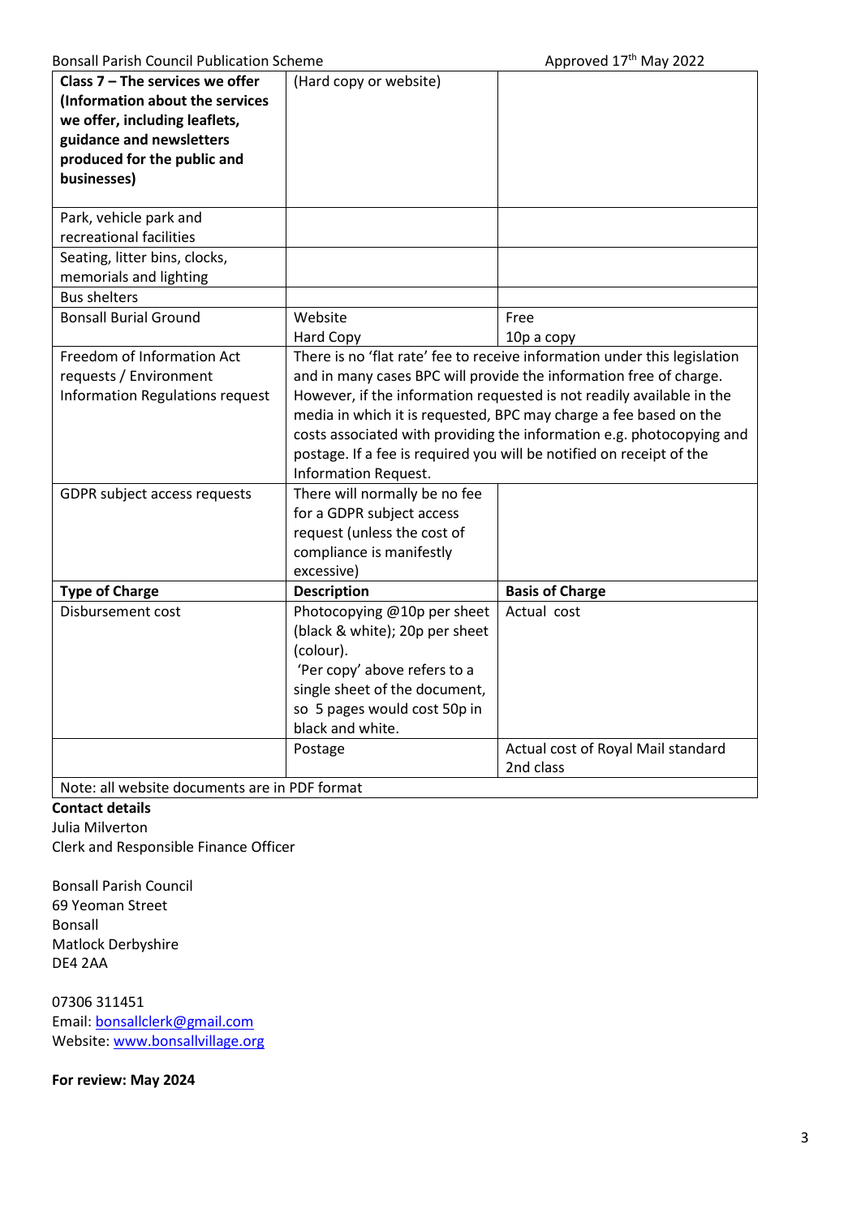| | | |
|---|---|---|
| **Class 7 – The services we offer (Information about the services we offer, including leaflets, guidance and newsletters produced for the public and businesses)** | (Hard copy or website) | |
| Park, vehicle park and recreational facilities | | |
| Seating, litter bins, clocks, memorials and lighting | | |
| Bus shelters | | |
| Bonsall Burial Ground | Website<br>Hard Copy | Free<br>10p a copy |
| Freedom of Information Act requests / Environment Information Regulations request | There is no 'flat rate' fee to receive information under this legislation and in many cases BPC will provide the information free of charge. However, if the information requested is not readily available in the media in which it is requested, BPC may charge a fee based on the costs associated with providing the information e.g. photocopying and postage. If a fee is required you will be notified on receipt of the Information Request. | |
| GDPR subject access requests | There will normally be no fee for a GDPR subject access request (unless the cost of compliance is manifestly excessive) | |
| **Type of Charge** | **Description** | **Basis of Charge** |
| Disbursement cost | Photocopying @10p per sheet (black & white); 20p per sheet (colour).<br>'Per copy' above refers to a single sheet of the document, so 5 pages would cost 50p in black and white. | Actual cost |
| | Postage | Actual cost of Royal Mail standard 2nd class |
| Note: all website documents are in PDF format | | |

**Contact details**
Julia Milverton
Clerk and Responsible Finance Officer

Bonsall Parish Council
69 Yeoman Street
Bonsall
Matlock Derbyshire
DE4 2AA

07306 311451
Email: bonsallclerk@gmail.com
Website: www.bonsallvillage.org

**For review: May 2024**